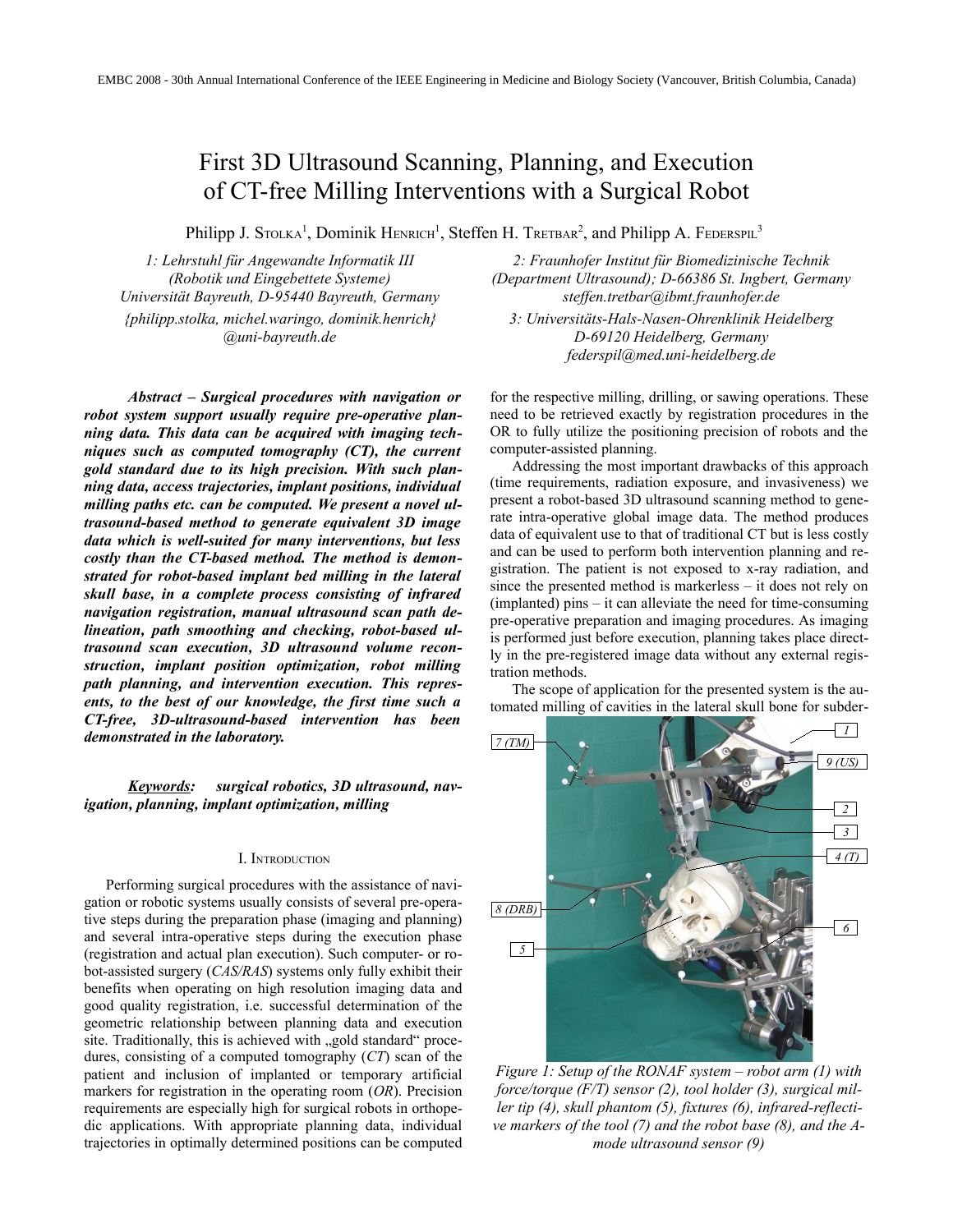# First 3D Ultrasound Scanning, Planning, and Execution of CT-free Milling Interventions with a Surgical Robot

Philipp J. Stolka[1], Dominik Henrich[1], Steffen H. Tretbar[2], and Philipp A. Federspil[3]

*1: Lehrstuhl für Angewandte Informatik III (Robotik und Eingebettete Systeme) Universität Bayreuth, D-95440 Bayreuth, Germany {philipp.stolka, michel.waringo, dominik.henrich} @uni-bayreuth.de*

*2: Fraunhofer Institut für Biomedizinische Technik (Department Ultrasound); D-66386 St. Ingbert, Germany steffen.tretbar@ibmt.fraunhofer.de*

*3: Universitäts-Hals-Nasen-Ohrenklinik Heidelberg D-69120 Heidelberg, Germany federspil@med.uni-heidelberg.de*

***Abstract – Surgical procedures with navigation or robot system support usually require pre-operative planning data. This data can be acquired with imaging techniques such as computed tomography (CT), the current gold standard due to its high precision. With such planning data, access trajectories, implant positions, individual milling paths etc. can be computed. We present a novel ultrasound-based method to generate equivalent 3D image data which is well-suited for many interventions, but less costly than the CT-based method. The method is demonstrated for robot-based implant bed milling in the lateral skull base, in a complete process consisting of infrared navigation registration, manual ultrasound scan path delineation, path smoothing and checking, robot-based ultrasound scan execution, 3D ultrasound volume reconstruction, implant position optimization, robot milling path planning, and intervention execution. This represents, to the best of our knowledge, the first time such a CT-free, 3D-ultrasound-based intervention has been demonstrated in the laboratory.***

***Keywords:** surgical robotics, 3D ultrasound, navigation, planning, implant optimization, milling*

## I. Introduction

Performing surgical procedures with the assistance of navigation or robotic systems usually consists of several pre-operative steps during the preparation phase (imaging and planning) and several intra-operative steps during the execution phase (registration and actual plan execution). Such computer- or robot-assisted surgery (*CAS/RAS*) systems only fully exhibit their benefits when operating on high resolution imaging data and good quality registration, i.e. successful determination of the geometric relationship between planning data and execution site. Traditionally, this is achieved with „gold standard" procedures, consisting of a computed tomography (*CT*) scan of the patient and inclusion of implanted or temporary artificial markers for registration in the operating room (*OR*). Precision requirements are especially high for surgical robots in orthopedic applications. With appropriate planning data, individual trajectories in optimally determined positions can be computed for the respective milling, drilling, or sawing operations. These need to be retrieved exactly by registration procedures in the OR to fully utilize the positioning precision of robots and the computer-assisted planning.

Addressing the most important drawbacks of this approach (time requirements, radiation exposure, and invasiveness) we present a robot-based 3D ultrasound scanning method to generate intra-operative global image data. The method produces data of equivalent use to that of traditional CT but is less costly and can be used to perform both intervention planning and registration. The patient is not exposed to x-ray radiation, and since the presented method is markerless – it does not rely on (implanted) pins – it can alleviate the need for time-consuming pre-operative preparation and imaging procedures. As imaging is performed just before execution, planning takes place directly in the pre-registered image data without any external registration methods.

The scope of application for the presented system is the automated milling of cavities in the lateral skull bone for subder-

1
9 (US)
7 (TM)
2
3
4 (T)
8 (DRB)
6
5

*Figure 1: Setup of the RONAF system – robot arm (1) with force/torque (F/T) sensor (2), tool holder (3), surgical miller tip (4), skull phantom (5), fixtures (6), infrared-reflective markers of the tool (7) and the robot base (8), and the A-mode ultrasound sensor (9)*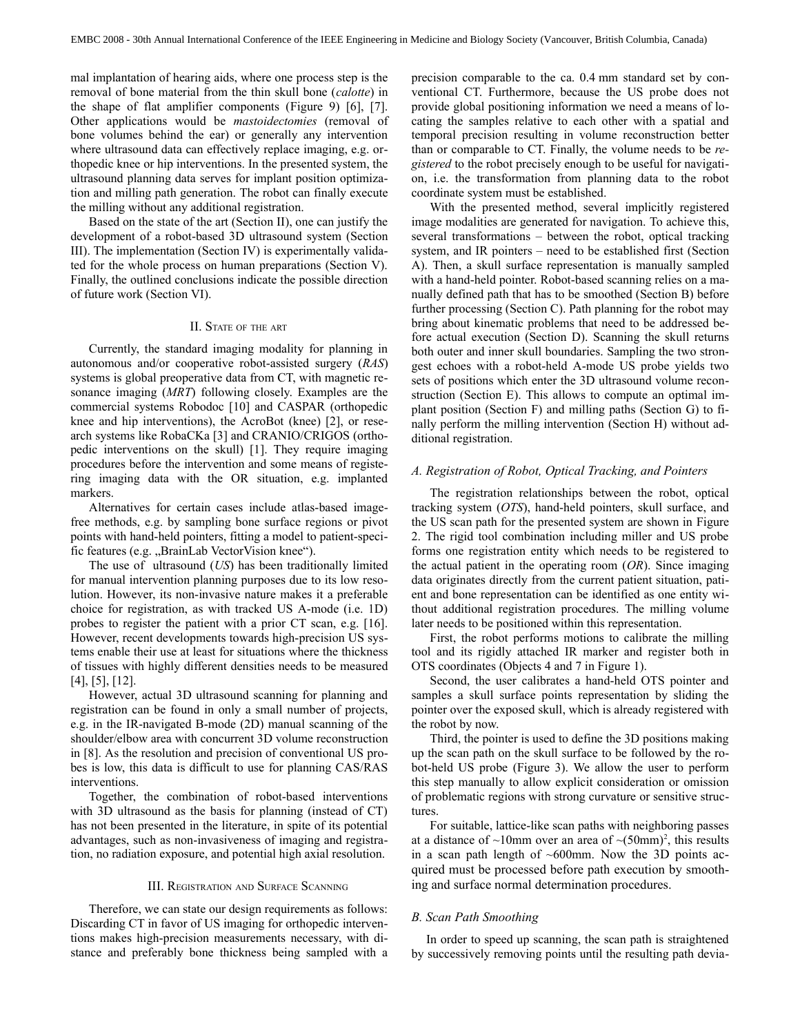mal implantation of hearing aids, where one process step is the removal of bone material from the thin skull bone (*calotte*) in the shape of flat amplifier components (Figure 9) [6], [7]. Other applications would be *mastoidectomies* (removal of bone volumes behind the ear) or generally any intervention where ultrasound data can effectively replace imaging, e.g. orthopedic knee or hip interventions. In the presented system, the ultrasound planning data serves for implant position optimization and milling path generation. The robot can finally execute the milling without any additional registration.

Based on the state of the art (Section II), one can justify the development of a robot-based 3D ultrasound system (Section III). The implementation (Section IV) is experimentally validated for the whole process on human preparations (Section V). Finally, the outlined conclusions indicate the possible direction of future work (Section VI).

## II. State of the Art

Currently, the standard imaging modality for planning in autonomous and/or cooperative robot-assisted surgery (*RAS*) systems is global preoperative data from CT, with magnetic resonance imaging (*MRT*) following closely. Examples are the commercial systems Robodoc [10] and CASPAR (orthopedic knee and hip interventions), the AcroBot (knee) [2], or research systems like RobaCKa [3] and CRANIO/CRIGOS (orthopedic interventions on the skull) [1]. They require imaging procedures before the intervention and some means of registering imaging data with the OR situation, e.g. implanted markers.

Alternatives for certain cases include atlas-based image-free methods, e.g. by sampling bone surface regions or pivot points with hand-held pointers, fitting a model to patient-specific features (e.g. „BrainLab VectorVision knee").

The use of ultrasound (*US*) has been traditionally limited for manual intervention planning purposes due to its low resolution. However, its non-invasive nature makes it a preferable choice for registration, as with tracked US A-mode (i.e. 1D) probes to register the patient with a prior CT scan, e.g. [16]. However, recent developments towards high-precision US systems enable their use at least for situations where the thickness of tissues with highly different densities needs to be measured [4], [5], [12].

However, actual 3D ultrasound scanning for planning and registration can be found in only a small number of projects, e.g. in the IR-navigated B-mode (2D) manual scanning of the shoulder/elbow area with concurrent 3D volume reconstruction in [8]. As the resolution and precision of conventional US probes is low, this data is difficult to use for planning CAS/RAS interventions.

Together, the combination of robot-based interventions with 3D ultrasound as the basis for planning (instead of CT) has not been presented in the literature, in spite of its potential advantages, such as non-invasiveness of imaging and registration, no radiation exposure, and potential high axial resolution.

## III. Registration and Surface Scanning

Therefore, we can state our design requirements as follows: Discarding CT in favor of US imaging for orthopedic interventions makes high-precision measurements necessary, with distance and preferably bone thickness being sampled with a precision comparable to the ca. 0.4 mm standard set by conventional CT. Furthermore, because the US probe does not provide global positioning information we need a means of locating the samples relative to each other with a spatial and temporal precision resulting in volume reconstruction better than or comparable to CT. Finally, the volume needs to be *registered* to the robot precisely enough to be useful for navigation, i.e. the transformation from planning data to the robot coordinate system must be established.

With the presented method, several implicitly registered image modalities are generated for navigation. To achieve this, several transformations – between the robot, optical tracking system, and IR pointers – need to be established first (Section A). Then, a skull surface representation is manually sampled with a hand-held pointer. Robot-based scanning relies on a manually defined path that has to be smoothed (Section B) before further processing (Section C). Path planning for the robot may bring about kinematic problems that need to be addressed before actual execution (Section D). Scanning the skull returns both outer and inner skull boundaries. Sampling the two strongest echoes with a robot-held A-mode US probe yields two sets of positions which enter the 3D ultrasound volume reconstruction (Section E). This allows to compute an optimal implant position (Section F) and milling paths (Section G) to finally perform the milling intervention (Section H) without additional registration.

### *A. Registration of Robot, Optical Tracking, and Pointers*

The registration relationships between the robot, optical tracking system (*OTS*), hand-held pointers, skull surface, and the US scan path for the presented system are shown in Figure 2. The rigid tool combination including miller and US probe forms one registration entity which needs to be registered to the actual patient in the operating room (*OR*). Since imaging data originates directly from the current patient situation, patient and bone representation can be identified as one entity without additional registration procedures. The milling volume later needs to be positioned within this representation.

First, the robot performs motions to calibrate the milling tool and its rigidly attached IR marker and register both in OTS coordinates (Objects 4 and 7 in Figure 1).

Second, the user calibrates a hand-held OTS pointer and samples a skull surface points representation by sliding the pointer over the exposed skull, which is already registered with the robot by now.

Third, the pointer is used to define the 3D positions making up the scan path on the skull surface to be followed by the robot-held US probe (Figure 3). We allow the user to perform this step manually to allow explicit consideration or omission of problematic regions with strong curvature or sensitive structures.

For suitable, lattice-like scan paths with neighboring passes at a distance of ~10mm over an area of ~(50mm)$^2$, this results in a scan path length of ~600mm. Now the 3D points acquired must be processed before path execution by smoothing and surface normal determination procedures.

### *B. Scan Path Smoothing*

In order to speed up scanning, the scan path is straightened by successively removing points until the resulting path devia-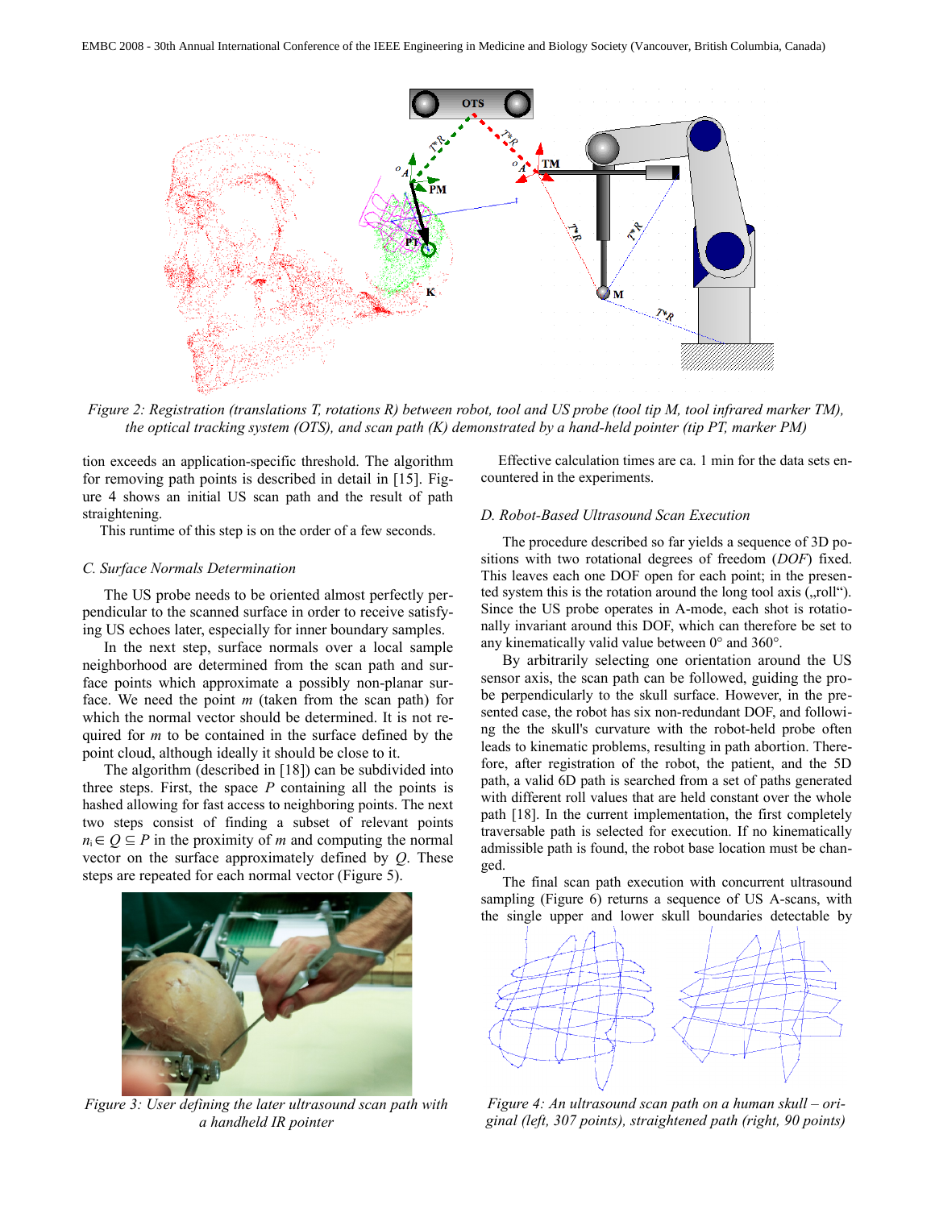Figure 2: Registration (translations T, rotations R) between robot, tool and US probe (tool tip M, tool infrared marker TM), the optical tracking system (OTS), and scan path (K) demonstrated by a hand-held pointer (tip PT, marker PM)

tion exceeds an application-specific threshold. The algorithm for removing path points is described in detail in [15]. Figure 4 shows an initial US scan path and the result of path straightening.

This runtime of this step is on the order of a few seconds.

### C. Surface Normals Determination

The US probe needs to be oriented almost perfectly perpendicular to the scanned surface in order to receive satisfying US echoes later, especially for inner boundary samples.

In the next step, surface normals over a local sample neighborhood are determined from the scan path and surface points which approximate a possibly non-planar surface. We need the point $m$ (taken from the scan path) for which the normal vector should be determined. It is not required for $m$ to be contained in the surface defined by the point cloud, although ideally it should be close to it.

The algorithm (described in [18]) can be subdivided into three steps. First, the space $P$ containing all the points is hashed allowing for fast access to neighboring points. The next two steps consist of finding a subset of relevant points $n_i \in Q \subseteq P$ in the proximity of $m$ and computing the normal vector on the surface approximately defined by $Q$. These steps are repeated for each normal vector (Figure 5).

Figure 3: User defining the later ultrasound scan path with a handheld IR pointer

Effective calculation times are ca. 1 min for the data sets encountered in the experiments.

### D. Robot-Based Ultrasound Scan Execution

The procedure described so far yields a sequence of 3D positions with two rotational degrees of freedom (*DOF*) fixed. This leaves each one DOF open for each point; in the presented system this is the rotation around the long tool axis („roll"). Since the US probe operates in A-mode, each shot is rotationally invariant around this DOF, which can therefore be set to any kinematically valid value between 0° and 360°.

By arbitrarily selecting one orientation around the US sensor axis, the scan path can be followed, guiding the probe perpendicularly to the skull surface. However, in the presented case, the robot has six non-redundant DOF, and following the the skull's curvature with the robot-held probe often leads to kinematic problems, resulting in path abortion. Therefore, after registration of the robot, the patient, and the 5D path, a valid 6D path is searched from a set of paths generated with different roll values that are held constant over the whole path [18]. In the current implementation, the first completely traversable path is selected for execution. If no kinematically admissible path is found, the robot base location must be changed.

The final scan path execution with concurrent ultrasound sampling (Figure 6) returns a sequence of US A-scans, with the single upper and lower skull boundaries detectable by

Figure 4: An ultrasound scan path on a human skull – original (left, 307 points), straightened path (right, 90 points)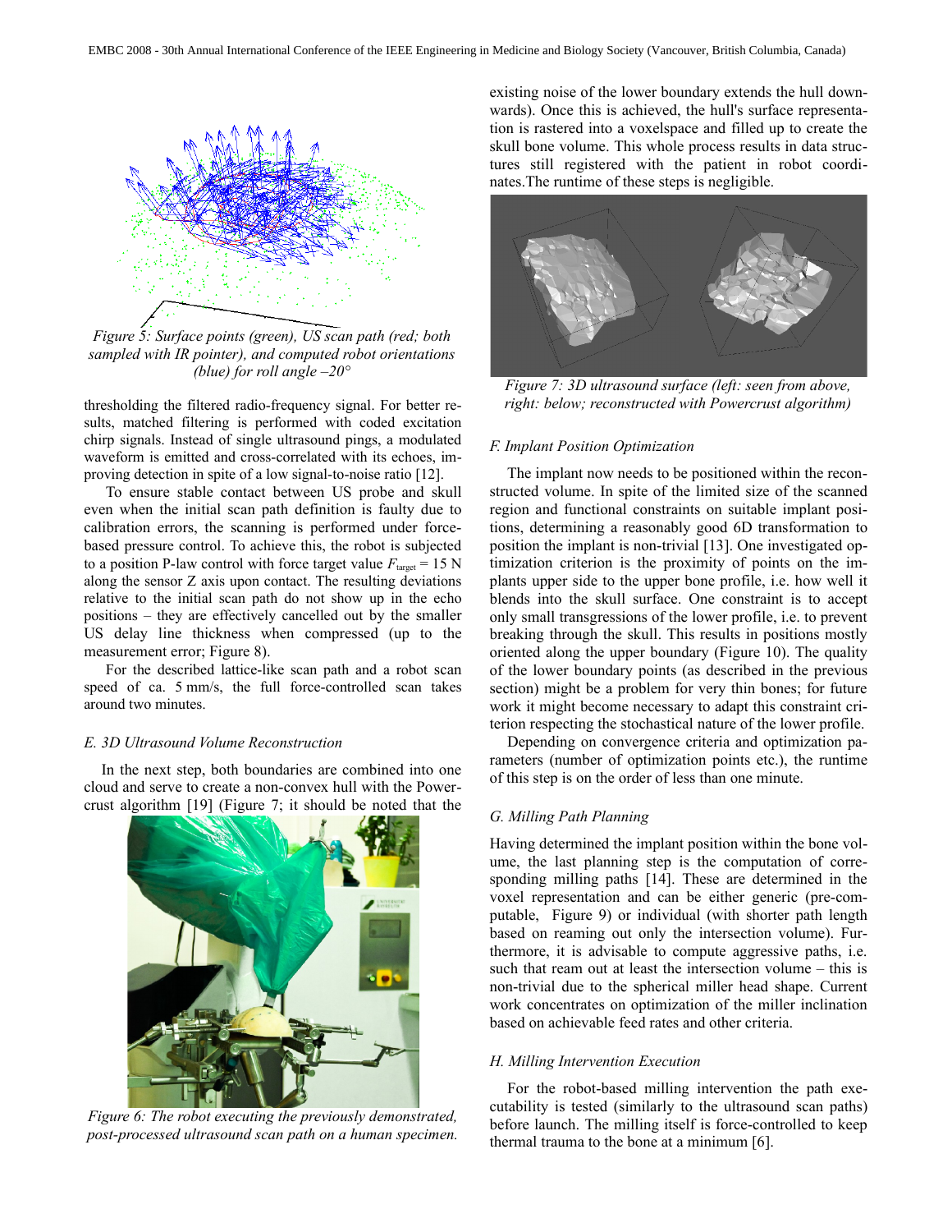Figure 5: Surface points (green), US scan path (red; both sampled with IR pointer), and computed robot orientations (blue) for roll angle –20°

thresholding the filtered radio-frequency signal. For better results, matched filtering is performed with coded excitation chirp signals. Instead of single ultrasound pings, a modulated waveform is emitted and cross-correlated with its echoes, improving detection in spite of a low signal-to-noise ratio [12].

To ensure stable contact between US probe and skull even when the initial scan path definition is faulty due to calibration errors, the scanning is performed under force-based pressure control. To achieve this, the robot is subjected to a position P-law control with force target value $F_{target} = 15$ N along the sensor Z axis upon contact. The resulting deviations relative to the initial scan path do not show up in the echo positions – they are effectively cancelled out by the smaller US delay line thickness when compressed (up to the measurement error; Figure 8).

For the described lattice-like scan path and a robot scan speed of ca. 5 mm/s, the full force-controlled scan takes around two minutes.

### E. 3D Ultrasound Volume Reconstruction

In the next step, both boundaries are combined into one cloud and serve to create a non-convex hull with the Powercrust algorithm [19] (Figure 7; it should be noted that the existing noise of the lower boundary extends the hull downwards). Once this is achieved, the hull's surface representation is rastered into a voxelspace and filled up to create the skull bone volume. This whole process results in data structures still registered with the patient in robot coordinates.The runtime of these steps is negligible.

Figure 6: The robot executing the previously demonstrated, post-processed ultrasound scan path on a human specimen.

Figure 7: 3D ultrasound surface (left: seen from above, right: below; reconstructed with Powercrust algorithm)

### F. Implant Position Optimization

The implant now needs to be positioned within the reconstructed volume. In spite of the limited size of the scanned region and functional constraints on suitable implant positions, determining a reasonably good 6D transformation to position the implant is non-trivial [13]. One investigated optimization criterion is the proximity of points on the implants upper side to the upper bone profile, i.e. how well it blends into the skull surface. One constraint is to accept only small transgressions of the lower profile, i.e. to prevent breaking through the skull. This results in positions mostly oriented along the upper boundary (Figure 10). The quality of the lower boundary points (as described in the previous section) might be a problem for very thin bones; for future work it might become necessary to adapt this constraint criterion respecting the stochastical nature of the lower profile.

Depending on convergence criteria and optimization parameters (number of optimization points etc.), the runtime of this step is on the order of less than one minute.

### G. Milling Path Planning

Having determined the implant position within the bone volume, the last planning step is the computation of corresponding milling paths [14]. These are determined in the voxel representation and can be either generic (pre-computable, Figure 9) or individual (with shorter path length based on reaming out only the intersection volume). Furthermore, it is advisable to compute aggressive paths, i.e. such that ream out at least the intersection volume – this is non-trivial due to the spherical miller head shape. Current work concentrates on optimization of the miller inclination based on achievable feed rates and other criteria.

### H. Milling Intervention Execution

For the robot-based milling intervention the path executability is tested (similarly to the ultrasound scan paths) before launch. The milling itself is force-controlled to keep thermal trauma to the bone at a minimum [6].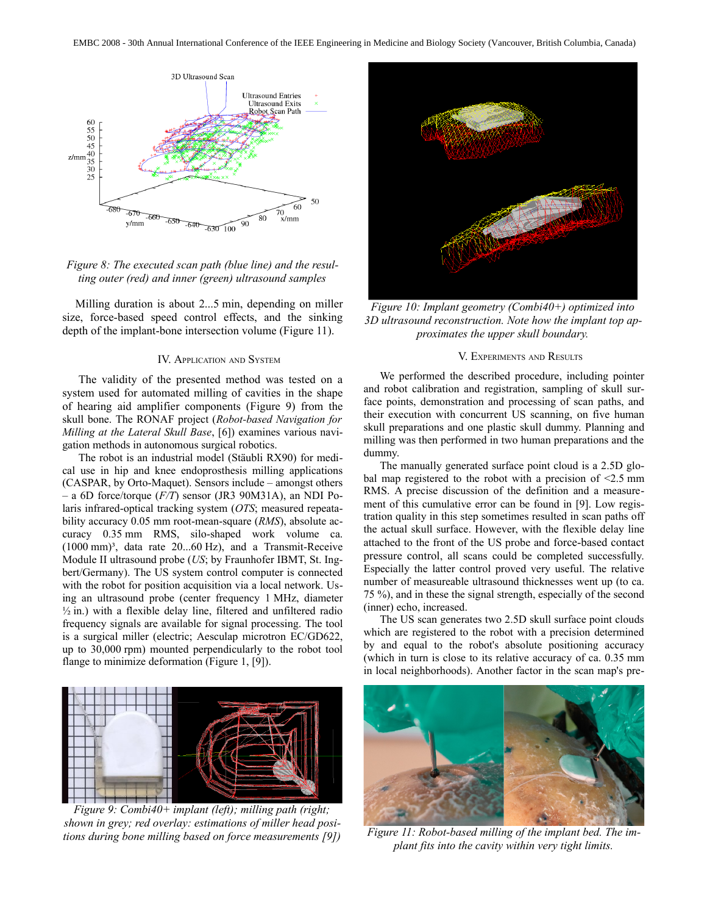*Figure 8: The executed scan path (blue line) and the resulting outer (red) and inner (green) ultrasound samples*

Milling duration is about 2...5 min, depending on miller size, force-based speed control effects, and the sinking depth of the implant-bone intersection volume (Figure 11).

## IV. Application and System

The validity of the presented method was tested on a system used for automated milling of cavities in the shape of hearing aid amplifier components (Figure 9) from the skull bone. The RONAF project (*Robot-based Navigation for Milling at the Lateral Skull Base*, [6]) examines various navigation methods in autonomous surgical robotics.

The robot is an industrial model (Stäubli RX90) for medical use in hip and knee endoprosthesis milling applications (CASPAR, by Orto-Maquet). Sensors include – amongst others – a 6D force/torque (*F/T*) sensor (JR3 90M31A), an NDI Polaris infrared-optical tracking system (*OTS*; measured repeatability accuracy 0.05 mm root-mean-square (*RMS*), absolute accuracy 0.35 mm RMS, silo-shaped work volume ca. (1000 mm)³, data rate 20...60 Hz), and a Transmit-Receive Module II ultrasound probe (*US*; by Fraunhofer IBMT, St. Ingbert/Germany). The US system control computer is connected with the robot for position acquisition via a local network. Using an ultrasound probe (center frequency 1 MHz, diameter ½ in.) with a flexible delay line, filtered and unfiltered radio frequency signals are available for signal processing. The tool is a surgical miller (electric; Aesculap microtron EC/GD622, up to 30,000 rpm) mounted perpendicularly to the robot tool flange to minimize deformation (Figure 1, [9]).

*Figure 9: Combi40+ implant (left); milling path (right; shown in grey; red overlay: estimations of miller head positions during bone milling based on force measurements [9])*

*Figure 10: Implant geometry (Combi40+) optimized into 3D ultrasound reconstruction. Note how the implant top approximates the upper skull boundary.*

## V. Experiments and Results

We performed the described procedure, including pointer and robot calibration and registration, sampling of skull surface points, demonstration and processing of scan paths, and their execution with concurrent US scanning, on five human skull preparations and one plastic skull dummy. Planning and milling was then performed in two human preparations and the dummy.

The manually generated surface point cloud is a 2.5D global map registered to the robot with a precision of <2.5 mm RMS. A precise discussion of the definition and a measurement of this cumulative error can be found in [9]. Low registration quality in this step sometimes resulted in scan paths off the actual skull surface. However, with the flexible delay line attached to the front of the US probe and force-based contact pressure control, all scans could be completed successfully. Especially the latter control proved very useful. The relative number of measureable ultrasound thicknesses went up (to ca. 75 %), and in these the signal strength, especially of the second (inner) echo, increased.

The US scan generates two 2.5D skull surface point clouds which are registered to the robot with a precision determined by and equal to the robot's absolute positioning accuracy (which in turn is close to its relative accuracy of ca. 0.35 mm in local neighborhoods). Another factor in the scan map's pre-

*Figure 11: Robot-based milling of the implant bed. The implant fits into the cavity within very tight limits.*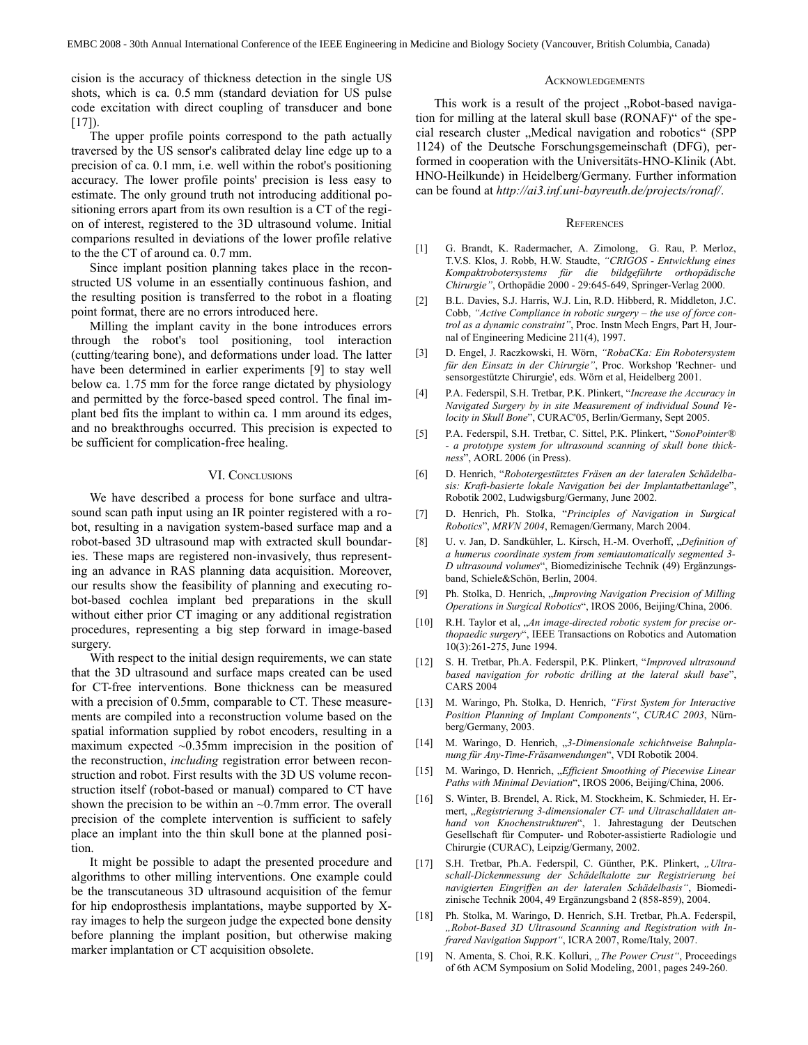cision is the accuracy of thickness detection in the single US shots, which is ca. 0.5 mm (standard deviation for US pulse code excitation with direct coupling of transducer and bone [17]).

The upper profile points correspond to the path actually traversed by the US sensor's calibrated delay line edge up to a precision of ca. 0.1 mm, i.e. well within the robot's positioning accuracy. The lower profile points' precision is less easy to estimate. The only ground truth not introducing additional positioning errors apart from its own resultion is a CT of the region of interest, registered to the 3D ultrasound volume. Initial comparions resulted in deviations of the lower profile relative to the the CT of around ca. 0.7 mm.

Since implant position planning takes place in the reconstructed US volume in an essentially continuous fashion, and the resulting position is transferred to the robot in a floating point format, there are no errors introduced here.

Milling the implant cavity in the bone introduces errors through the robot's tool positioning, tool interaction (cutting/tearing bone), and deformations under load. The latter have been determined in earlier experiments [9] to stay well below ca. 1.75 mm for the force range dictated by physiology and permitted by the force-based speed control. The final implant bed fits the implant to within ca. 1 mm around its edges, and no breakthroughs occurred. This precision is expected to be sufficient for complication-free healing.

## VI. Conclusions

We have described a process for bone surface and ultrasound scan path input using an IR pointer registered with a robot, resulting in a navigation system-based surface map and a robot-based 3D ultrasound map with extracted skull boundaries. These maps are registered non-invasively, thus representing an advance in RAS planning data acquisition. Moreover, our results show the feasibility of planning and executing robot-based cochlea implant bed preparations in the skull without either prior CT imaging or any additional registration procedures, representing a big step forward in image-based surgery.

With respect to the initial design requirements, we can state that the 3D ultrasound and surface maps created can be used for CT-free interventions. Bone thickness can be measured with a precision of 0.5mm, comparable to CT. These measurements are compiled into a reconstruction volume based on the spatial information supplied by robot encoders, resulting in a maximum expected ~0.35mm imprecision in the position of the reconstruction, *including* registration error between reconstruction and robot. First results with the 3D US volume reconstruction itself (robot-based or manual) compared to CT have shown the precision to be within an ~0.7mm error. The overall precision of the complete intervention is sufficient to safely place an implant into the thin skull bone at the planned position.

It might be possible to adapt the presented procedure and algorithms to other milling interventions. One example could be the transcutaneous 3D ultrasound acquisition of the femur for hip endoprosthesis implantations, maybe supported by X-ray images to help the surgeon judge the expected bone density before planning the implant position, but otherwise making marker implantation or CT acquisition obsolete.

## Acknowledgements

This work is a result of the project „Robot-based navigation for milling at the lateral skull base (RONAF)“ of the special research cluster „Medical navigation and robotics“ (SPP 1124) of the Deutsche Forschungsgemeinschaft (DFG), performed in cooperation with the Universitäts-HNO-Klinik (Abt. HNO-Heilkunde) in Heidelberg/Germany. Further information can be found at *http://ai3.inf.uni-bayreuth.de/projects/ronaf/*.

## References

[1] G. Brandt, K. Radermacher, A. Zimolong, G. Rau, P. Merloz, T.V.S. Klos, J. Robb, H.W. Staudte, *“CRIGOS - Entwicklung eines Kompaktrobotersystems für die bildgeführte orthopädische Chirurgie”*, Orthopädie 2000 - 29:645-649, Springer-Verlag 2000.

[2] B.L. Davies, S.J. Harris, W.J. Lin, R.D. Hibberd, R. Middleton, J.C. Cobb, *“Active Compliance in robotic surgery – the use of force control as a dynamic constraint”*, Proc. Instn Mech Engrs, Part H, Journal of Engineering Medicine 211(4), 1997.

[3] D. Engel, J. Raczkowski, H. Wörn, *“RobaCKa: Ein Robotersystem für den Einsatz in der Chirurgie”*, Proc. Workshop 'Rechner- und sensorgestützte Chirurgie', eds. Wörn et al, Heidelberg 2001.

[4] P.A. Federspil, S.H. Tretbar, P.K. Plinkert, “*Increase the Accuracy in Navigated Surgery by in site Measurement of individual Sound Velocity in Skull Bone*”, CURAC'05, Berlin/Germany, Sept 2005.

[5] P.A. Federspil, S.H. Tretbar, C. Sittel, P.K. Plinkert, “*SonoPointer® - a prototype system for ultrasound scanning of skull bone thickness*”, AORL 2006 (in Press).

[6] D. Henrich, “*Robotergestütztes Fräsen an der lateralen Schädelbasis: Kraft-basierte lokale Navigation bei der Implantatbettanlage*”, Robotik 2002, Ludwigsburg/Germany, June 2002.

[7] D. Henrich, Ph. Stolka, “*Principles of Navigation in Surgical Robotics*”, *MRVN 2004*, Remagen/Germany, March 2004.

[8] U. v. Jan, D. Sandkühler, L. Kirsch, H.-M. Overhoff, „*Definition of a humerus coordinate system from semiautomatically segmented 3-D ultrasound volumes*“, Biomedizinische Technik (49) Ergänzungsband, Schiele&Schön, Berlin, 2004.

[9] Ph. Stolka, D. Henrich, „*Improving Navigation Precision of Milling Operations in Surgical Robotics*“, IROS 2006, Beijing/China, 2006.

[10] R.H. Taylor et al, „*An image-directed robotic system for precise orthopaedic surgery*“, IEEE Transactions on Robotics and Automation 10(3):261-275, June 1994.

[12] S. H. Tretbar, Ph.A. Federspil, P.K. Plinkert, “*Improved ultrasound based navigation for robotic drilling at the lateral skull base*”, CARS 2004

[13] M. Waringo, Ph. Stolka, D. Henrich, *“First System for Interactive Position Planning of Implant Components“*, *CURAC 2003*, Nürnberg/Germany, 2003.

[14] M. Waringo, D. Henrich, „*3-Dimensionale schichtweise Bahnplanung für Any-Time-Fräsanwendungen*“, VDI Robotik 2004.

[15] M. Waringo, D. Henrich, „*Efficient Smoothing of Piecewise Linear Paths with Minimal Deviation*“, IROS 2006, Beijing/China, 2006.

[16] S. Winter, B. Brendel, A. Rick, M. Stockheim, K. Schmieder, H. Ermert, „*Registrierung 3-dimensionaler CT- und Ultraschalldaten anhand von Knochenstrukturen*“, 1. Jahrestagung der Deutschen Gesellschaft für Computer- und Roboter-assistierte Radiologie und Chirurgie (CURAC), Leipzig/Germany, 2002.

[17] S.H. Tretbar, Ph.A. Federspil, C. Günther, P.K. Plinkert, *„Ultraschall-Dickenmessung der Schädelkalotte zur Registrierung bei navigierten Eingriffen an der lateralen Schädelbasis“*, Biomedizinische Technik 2004, 49 Ergänzungsband 2 (858-859), 2004.

[18] Ph. Stolka, M. Waringo, D. Henrich, S.H. Tretbar, Ph.A. Federspil, *„Robot-Based 3D Ultrasound Scanning and Registration with Infrared Navigation Support“*, ICRA 2007, Rome/Italy, 2007.

[19] N. Amenta, S. Choi, R.K. Kolluri, *„The Power Crust“*, Proceedings of 6th ACM Symposium on Solid Modeling, 2001, pages 249-260.